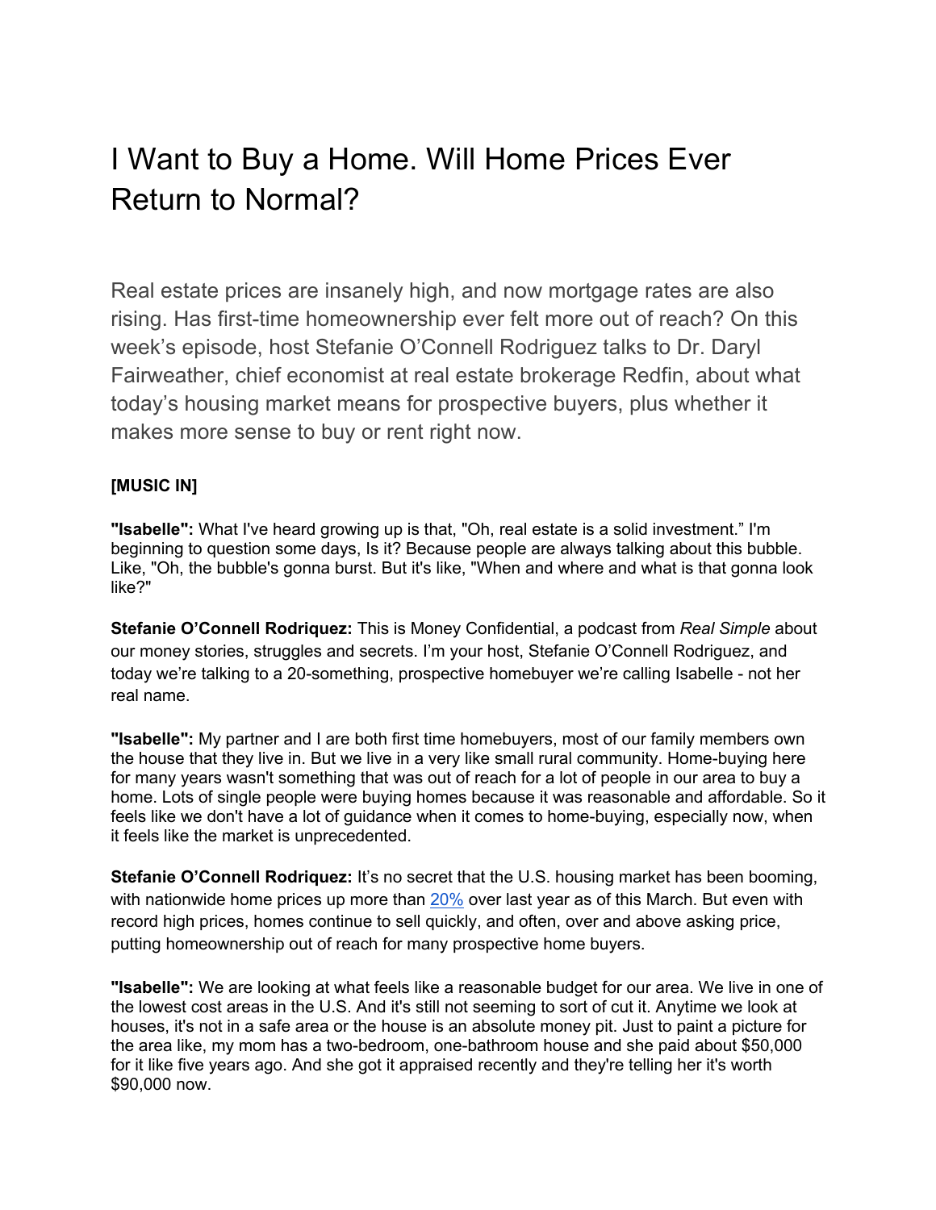# I Want to Buy a Home. Will Home Prices Ever Return to Normal?

Real estate prices are insanely high, and now mortgage rates are also rising. Has first-time homeownership ever felt more out of reach? On this week's episode, host Stefanie O'Connell Rodriguez talks to Dr. Daryl Fairweather, chief economist at real estate brokerage Redfin, about what today's housing market means for prospective buyers, plus whether it makes more sense to buy or rent right now.

**[MUSIC IN]**

**"Isabelle":** What I've heard growing up is that, "Oh, real estate is a solid investment." I'm beginning to question some days, Is it? Because people are always talking about this bubble. Like, "Oh, the bubble's gonna burst. But it's like, "When and where and what is that gonna look like?"

**Stefanie O'Connell Rodriquez:** This is Money Confidential, a podcast from *Real Simple* about our money stories, struggles and secrets. I'm your host, Stefanie O'Connell Rodriguez, and today we're talking to a 20-something, prospective homebuyer we're calling Isabelle - not her real name.

**"Isabelle":** My partner and I are both first time homebuyers, most of our family members own the house that they live in. But we live in a very like small rural community. Home-buying here for many years wasn't something that was out of reach for a lot of people in our area to buy a home. Lots of single people were buying homes because it was reasonable and affordable. So it feels like we don't have a lot of guidance when it comes to home-buying, especially now, when it feels like the market is unprecedented.

**Stefanie O'Connell Rodriquez:** It's no secret that the U.S. housing market has been booming, with nationwide home prices up more than 20% over last year as of this March. But even with record high prices, homes continue to sell quickly, and often, over and above asking price, putting homeownership out of reach for many prospective home buyers.

**"Isabelle":** We are looking at what feels like a reasonable budget for our area. We live in one of the lowest cost areas in the U.S. And it's still not seeming to sort of cut it. Anytime we look at houses, it's not in a safe area or the house is an absolute money pit. Just to paint a picture for the area like, my mom has a two-bedroom, one-bathroom house and she paid about $50,000 for it like five years ago. And she got it appraised recently and they're telling her it's worth $90,000 now.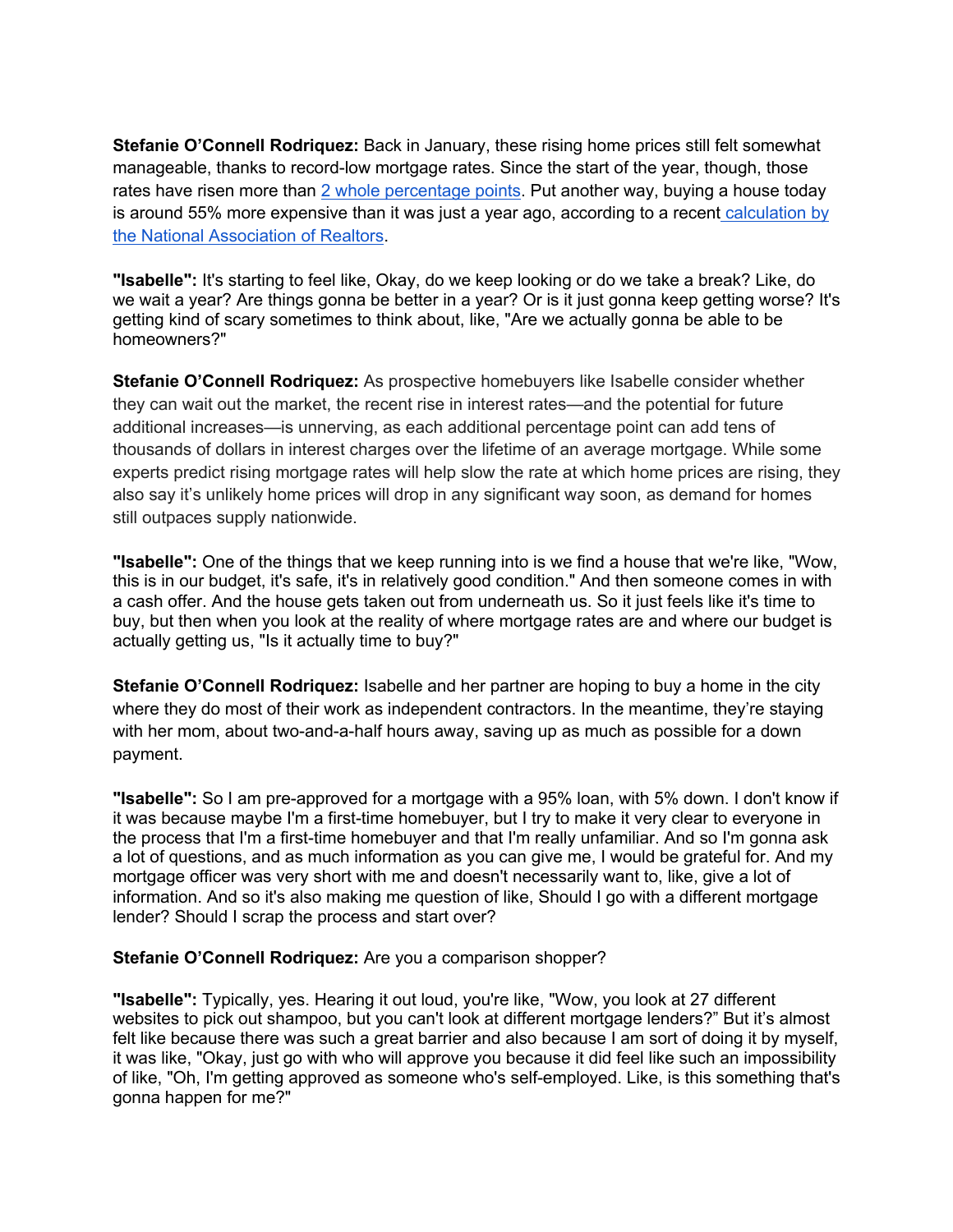**Stefanie O'Connell Rodriquez:** Back in January, these rising home prices still felt somewhat manageable, thanks to record-low mortgage rates. Since the start of the year, though, those rates have risen more than [2 whole percentage points](). Put another way, buying a house today is around 55% more expensive than it was just a year ago, according to a recent [calculation by the National Association of Realtors]().

**"Isabelle":** It's starting to feel like, Okay, do we keep looking or do we take a break? Like, do we wait a year? Are things gonna be better in a year? Or is it just gonna keep getting worse? It's getting kind of scary sometimes to think about, like, "Are we actually gonna be able to be homeowners?"

**Stefanie O'Connell Rodriquez:** As prospective homebuyers like Isabelle consider whether they can wait out the market, the recent rise in interest rates—and the potential for future additional increases—is unnerving, as each additional percentage point can add tens of thousands of dollars in interest charges over the lifetime of an average mortgage. While some experts predict rising mortgage rates will help slow the rate at which home prices are rising, they also say it's unlikely home prices will drop in any significant way soon, as demand for homes still outpaces supply nationwide.

**"Isabelle":** One of the things that we keep running into is we find a house that we're like, "Wow, this is in our budget, it's safe, it's in relatively good condition." And then someone comes in with a cash offer. And the house gets taken out from underneath us. So it just feels like it's time to buy, but then when you look at the reality of where mortgage rates are and where our budget is actually getting us, "Is it actually time to buy?"

**Stefanie O'Connell Rodriquez:** Isabelle and her partner are hoping to buy a home in the city where they do most of their work as independent contractors. In the meantime, they're staying with her mom, about two-and-a-half hours away, saving up as much as possible for a down payment.

**"Isabelle":** So I am pre-approved for a mortgage with a 95% loan, with 5% down. I don't know if it was because maybe I'm a first-time homebuyer, but I try to make it very clear to everyone in the process that I'm a first-time homebuyer and that I'm really unfamiliar. And so I'm gonna ask a lot of questions, and as much information as you can give me, I would be grateful for. And my mortgage officer was very short with me and doesn't necessarily want to, like, give a lot of information. And so it's also making me question of like, Should I go with a different mortgage lender? Should I scrap the process and start over?

**Stefanie O'Connell Rodriquez:** Are you a comparison shopper?

**"Isabelle":** Typically, yes. Hearing it out loud, you're like, "Wow, you look at 27 different websites to pick out shampoo, but you can't look at different mortgage lenders?" But it's almost felt like because there was such a great barrier and also because I am sort of doing it by myself, it was like, "Okay, just go with who will approve you because it did feel like such an impossibility of like, "Oh, I'm getting approved as someone who's self-employed. Like, is this something that's gonna happen for me?"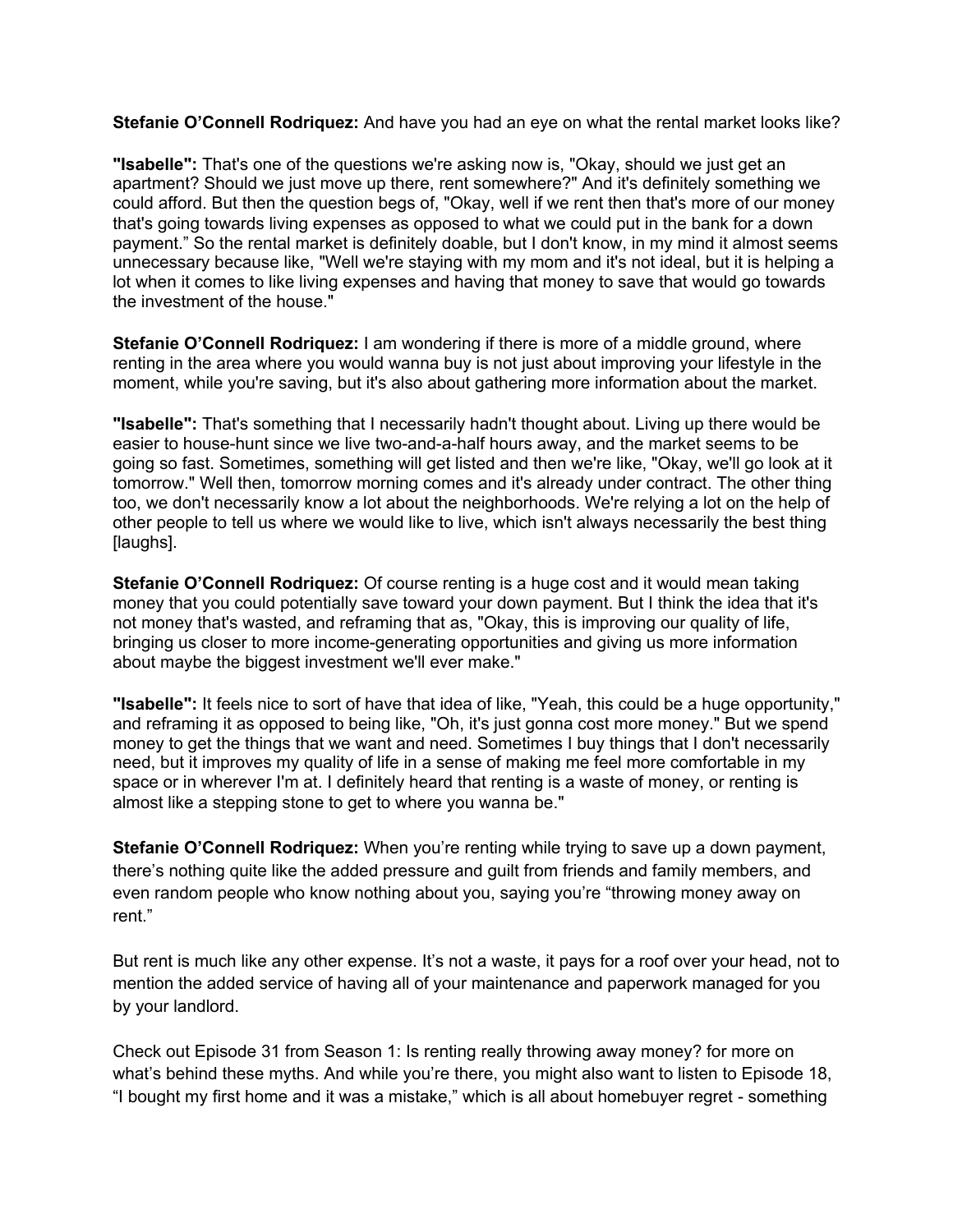**Stefanie O'Connell Rodriquez:** And have you had an eye on what the rental market looks like?

**"Isabelle":** That's one of the questions we're asking now is, "Okay, should we just get an apartment? Should we just move up there, rent somewhere?" And it's definitely something we could afford. But then the question begs of, "Okay, well if we rent then that's more of our money that's going towards living expenses as opposed to what we could put in the bank for a down payment." So the rental market is definitely doable, but I don't know, in my mind it almost seems unnecessary because like, "Well we're staying with my mom and it's not ideal, but it is helping a lot when it comes to like living expenses and having that money to save that would go towards the investment of the house."

**Stefanie O'Connell Rodriquez:** I am wondering if there is more of a middle ground, where renting in the area where you would wanna buy is not just about improving your lifestyle in the moment, while you're saving, but it's also about gathering more information about the market.

**"Isabelle":** That's something that I necessarily hadn't thought about. Living up there would be easier to house-hunt since we live two-and-a-half hours away, and the market seems to be going so fast. Sometimes, something will get listed and then we're like, "Okay, we'll go look at it tomorrow." Well then, tomorrow morning comes and it's already under contract. The other thing too, we don't necessarily know a lot about the neighborhoods. We're relying a lot on the help of other people to tell us where we would like to live, which isn't always necessarily the best thing [laughs].

**Stefanie O'Connell Rodriquez:** Of course renting is a huge cost and it would mean taking money that you could potentially save toward your down payment. But I think the idea that it's not money that's wasted, and reframing that as, "Okay, this is improving our quality of life, bringing us closer to more income-generating opportunities and giving us more information about maybe the biggest investment we'll ever make."

**"Isabelle":** It feels nice to sort of have that idea of like, "Yeah, this could be a huge opportunity," and reframing it as opposed to being like, "Oh, it's just gonna cost more money." But we spend money to get the things that we want and need. Sometimes I buy things that I don't necessarily need, but it improves my quality of life in a sense of making me feel more comfortable in my space or in wherever I'm at. I definitely heard that renting is a waste of money, or renting is almost like a stepping stone to get to where you wanna be."

**Stefanie O'Connell Rodriquez:** When you're renting while trying to save up a down payment, there's nothing quite like the added pressure and guilt from friends and family members, and even random people who know nothing about you, saying you're "throwing money away on rent."

But rent is much like any other expense. It's not a waste, it pays for a roof over your head, not to mention the added service of having all of your maintenance and paperwork managed for you by your landlord.

Check out Episode 31 from Season 1: Is renting really throwing away money? for more on what's behind these myths. And while you're there, you might also want to listen to Episode 18, "I bought my first home and it was a mistake," which is all about homebuyer regret - something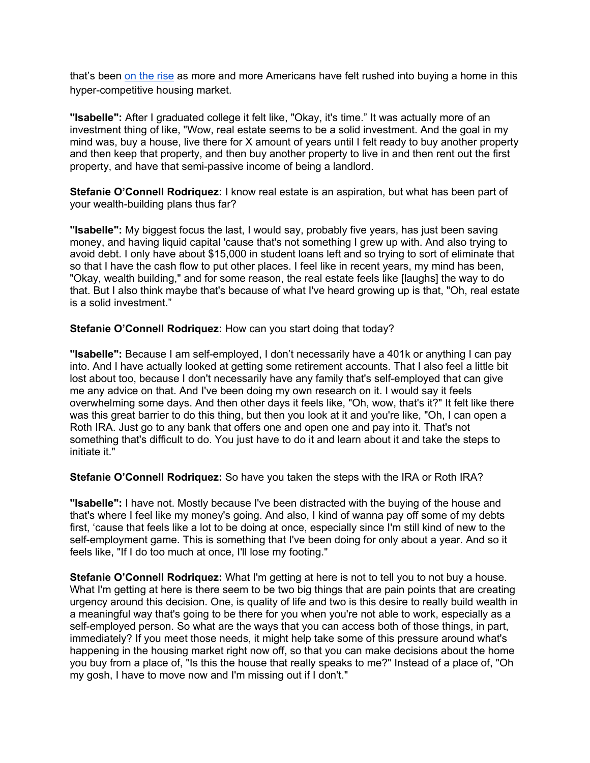that's been [on the rise](#) as more and more Americans have felt rushed into buying a home in this hyper-competitive housing market.

**"Isabelle":** After I graduated college it felt like, "Okay, it's time." It was actually more of an investment thing of like, "Wow, real estate seems to be a solid investment. And the goal in my mind was, buy a house, live there for X amount of years until I felt ready to buy another property and then keep that property, and then buy another property to live in and then rent out the first property, and have that semi-passive income of being a landlord.

**Stefanie O'Connell Rodriquez:** I know real estate is an aspiration, but what has been part of your wealth-building plans thus far?

**"Isabelle":** My biggest focus the last, I would say, probably five years, has just been saving money, and having liquid capital 'cause that's not something I grew up with. And also trying to avoid debt. I only have about $15,000 in student loans left and so trying to sort of eliminate that so that I have the cash flow to put other places. I feel like in recent years, my mind has been, "Okay, wealth building," and for some reason, the real estate feels like [laughs] the way to do that. But I also think maybe that's because of what I've heard growing up is that, "Oh, real estate is a solid investment."

**Stefanie O'Connell Rodriquez:** How can you start doing that today?

**"Isabelle":** Because I am self-employed, I don't necessarily have a 401k or anything I can pay into. And I have actually looked at getting some retirement accounts. That I also feel a little bit lost about too, because I don't necessarily have any family that's self-employed that can give me any advice on that. And I've been doing my own research on it. I would say it feels overwhelming some days. And then other days it feels like, "Oh, wow, that's it?" It felt like there was this great barrier to do this thing, but then you look at it and you're like, "Oh, I can open a Roth IRA. Just go to any bank that offers one and open one and pay into it. That's not something that's difficult to do. You just have to do it and learn about it and take the steps to initiate it."

**Stefanie O'Connell Rodriquez:** So have you taken the steps with the IRA or Roth IRA?

**"Isabelle":** I have not. Mostly because I've been distracted with the buying of the house and that's where I feel like my money's going. And also, I kind of wanna pay off some of my debts first, 'cause that feels like a lot to be doing at once, especially since I'm still kind of new to the self-employment game. This is something that I've been doing for only about a year. And so it feels like, "If I do too much at once, I'll lose my footing."

**Stefanie O'Connell Rodriquez:** What I'm getting at here is not to tell you to not buy a house. What I'm getting at here is there seem to be two big things that are pain points that are creating urgency around this decision. One, is quality of life and two is this desire to really build wealth in a meaningful way that's going to be there for you when you're not able to work, especially as a self-employed person. So what are the ways that you can access both of those things, in part, immediately? If you meet those needs, it might help take some of this pressure around what's happening in the housing market right now off, so that you can make decisions about the home you buy from a place of, "Is this the house that really speaks to me?" Instead of a place of, "Oh my gosh, I have to move now and I'm missing out if I don't."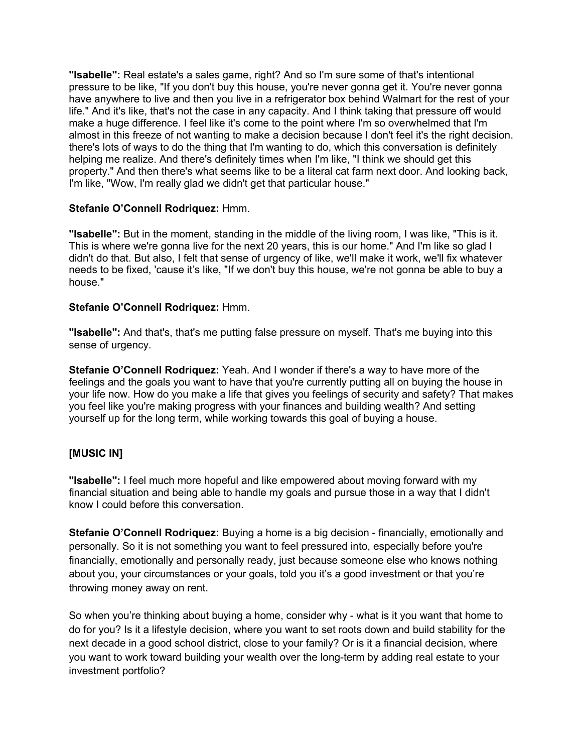**"Isabelle":** Real estate's a sales game, right? And so I'm sure some of that's intentional pressure to be like, "If you don't buy this house, you're never gonna get it. You're never gonna have anywhere to live and then you live in a refrigerator box behind Walmart for the rest of your life." And it's like, that's not the case in any capacity. And I think taking that pressure off would make a huge difference. I feel like it's come to the point where I'm so overwhelmed that I'm almost in this freeze of not wanting to make a decision because I don't feel it's the right decision. there's lots of ways to do the thing that I'm wanting to do, which this conversation is definitely helping me realize. And there's definitely times when I'm like, "I think we should get this property." And then there's what seems like to be a literal cat farm next door. And looking back, I'm like, "Wow, I'm really glad we didn't get that particular house."

**Stefanie O'Connell Rodriquez:** Hmm.

**"Isabelle":** But in the moment, standing in the middle of the living room, I was like, "This is it. This is where we're gonna live for the next 20 years, this is our home." And I'm like so glad I didn't do that. But also, I felt that sense of urgency of like, we'll make it work, we'll fix whatever needs to be fixed, 'cause it's like, "If we don't buy this house, we're not gonna be able to buy a house."

**Stefanie O'Connell Rodriquez:** Hmm.

**"Isabelle":** And that's, that's me putting false pressure on myself. That's me buying into this sense of urgency.

**Stefanie O'Connell Rodriquez:** Yeah. And I wonder if there's a way to have more of the feelings and the goals you want to have that you're currently putting all on buying the house in your life now. How do you make a life that gives you feelings of security and safety? That makes you feel like you're making progress with your finances and building wealth? And setting yourself up for the long term, while working towards this goal of buying a house.

**[MUSIC IN]**

**"Isabelle":** I feel much more hopeful and like empowered about moving forward with my financial situation and being able to handle my goals and pursue those in a way that I didn't know I could before this conversation.

**Stefanie O'Connell Rodriquez:** Buying a home is a big decision - financially, emotionally and personally. So it is not something you want to feel pressured into, especially before you're financially, emotionally and personally ready, just because someone else who knows nothing about you, your circumstances or your goals, told you it's a good investment or that you're throwing money away on rent.

So when you're thinking about buying a home, consider why - what is it you want that home to do for you? Is it a lifestyle decision, where you want to set roots down and build stability for the next decade in a good school district, close to your family? Or is it a financial decision, where you want to work toward building your wealth over the long-term by adding real estate to your investment portfolio?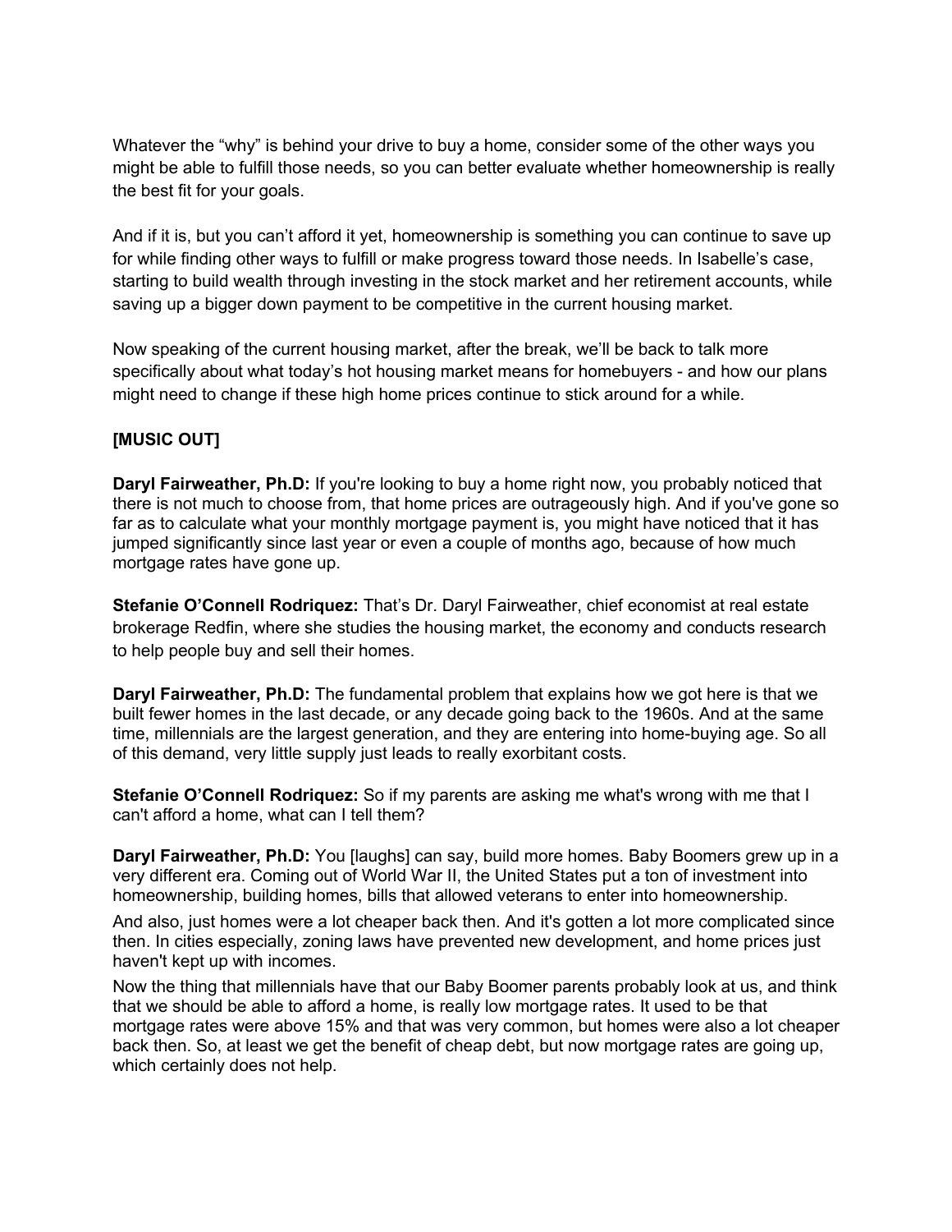Whatever the "why" is behind your drive to buy a home, consider some of the other ways you might be able to fulfill those needs, so you can better evaluate whether homeownership is really the best fit for your goals.

And if it is, but you can't afford it yet, homeownership is something you can continue to save up for while finding other ways to fulfill or make progress toward those needs. In Isabelle's case, starting to build wealth through investing in the stock market and her retirement accounts, while saving up a bigger down payment to be competitive in the current housing market.

Now speaking of the current housing market, after the break, we'll be back to talk more specifically about what today's hot housing market means for homebuyers - and how our plans might need to change if these high home prices continue to stick around for a while.

**[MUSIC OUT]**

**Daryl Fairweather, Ph.D:** If you're looking to buy a home right now, you probably noticed that there is not much to choose from, that home prices are outrageously high. And if you've gone so far as to calculate what your monthly mortgage payment is, you might have noticed that it has jumped significantly since last year or even a couple of months ago, because of how much mortgage rates have gone up.

**Stefanie O'Connell Rodriquez:** That's Dr. Daryl Fairweather, chief economist at real estate brokerage Redfin, where she studies the housing market, the economy and conducts research to help people buy and sell their homes.

**Daryl Fairweather, Ph.D:** The fundamental problem that explains how we got here is that we built fewer homes in the last decade, or any decade going back to the 1960s. And at the same time, millennials are the largest generation, and they are entering into home-buying age. So all of this demand, very little supply just leads to really exorbitant costs.

**Stefanie O'Connell Rodriquez:** So if my parents are asking me what's wrong with me that I can't afford a home, what can I tell them?

**Daryl Fairweather, Ph.D:** You [laughs] can say, build more homes. Baby Boomers grew up in a very different era. Coming out of World War II, the United States put a ton of investment into homeownership, building homes, bills that allowed veterans to enter into homeownership.

And also, just homes were a lot cheaper back then. And it's gotten a lot more complicated since then. In cities especially, zoning laws have prevented new development, and home prices just haven't kept up with incomes.

Now the thing that millennials have that our Baby Boomer parents probably look at us, and think that we should be able to afford a home, is really low mortgage rates. It used to be that mortgage rates were above 15% and that was very common, but homes were also a lot cheaper back then. So, at least we get the benefit of cheap debt, but now mortgage rates are going up, which certainly does not help.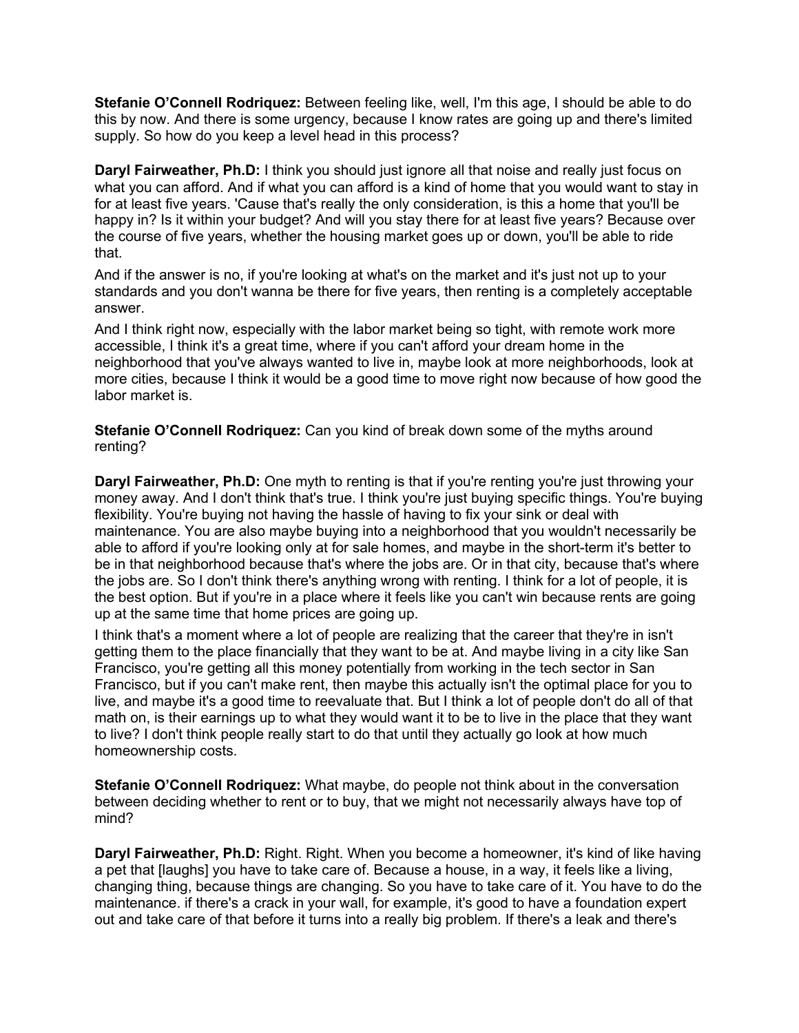**Stefanie O'Connell Rodriquez:** Between feeling like, well, I'm this age, I should be able to do this by now. And there is some urgency, because I know rates are going up and there's limited supply. So how do you keep a level head in this process?

**Daryl Fairweather, Ph.D:** I think you should just ignore all that noise and really just focus on what you can afford. And if what you can afford is a kind of home that you would want to stay in for at least five years. 'Cause that's really the only consideration, is this a home that you'll be happy in? Is it within your budget? And will you stay there for at least five years? Because over the course of five years, whether the housing market goes up or down, you'll be able to ride that.

And if the answer is no, if you're looking at what's on the market and it's just not up to your standards and you don't wanna be there for five years, then renting is a completely acceptable answer.

And I think right now, especially with the labor market being so tight, with remote work more accessible, I think it's a great time, where if you can't afford your dream home in the neighborhood that you've always wanted to live in, maybe look at more neighborhoods, look at more cities, because I think it would be a good time to move right now because of how good the labor market is.

**Stefanie O'Connell Rodriquez:** Can you kind of break down some of the myths around renting?

**Daryl Fairweather, Ph.D:** One myth to renting is that if you're renting you're just throwing your money away. And I don't think that's true. I think you're just buying specific things. You're buying flexibility. You're buying not having the hassle of having to fix your sink or deal with maintenance. You are also maybe buying into a neighborhood that you wouldn't necessarily be able to afford if you're looking only at for sale homes, and maybe in the short-term it's better to be in that neighborhood because that's where the jobs are. Or in that city, because that's where the jobs are. So I don't think there's anything wrong with renting. I think for a lot of people, it is the best option. But if you're in a place where it feels like you can't win because rents are going up at the same time that home prices are going up.

I think that's a moment where a lot of people are realizing that the career that they're in isn't getting them to the place financially that they want to be at. And maybe living in a city like San Francisco, you're getting all this money potentially from working in the tech sector in San Francisco, but if you can't make rent, then maybe this actually isn't the optimal place for you to live, and maybe it's a good time to reevaluate that. But I think a lot of people don't do all of that math on, is their earnings up to what they would want it to be to live in the place that they want to live? I don't think people really start to do that until they actually go look at how much homeownership costs.

**Stefanie O'Connell Rodriquez:** What maybe, do people not think about in the conversation between deciding whether to rent or to buy, that we might not necessarily always have top of mind?

**Daryl Fairweather, Ph.D:** Right. Right. When you become a homeowner, it's kind of like having a pet that [laughs] you have to take care of. Because a house, in a way, it feels like a living, changing thing, because things are changing. So you have to take care of it. You have to do the maintenance. if there's a crack in your wall, for example, it's good to have a foundation expert out and take care of that before it turns into a really big problem. If there's a leak and there's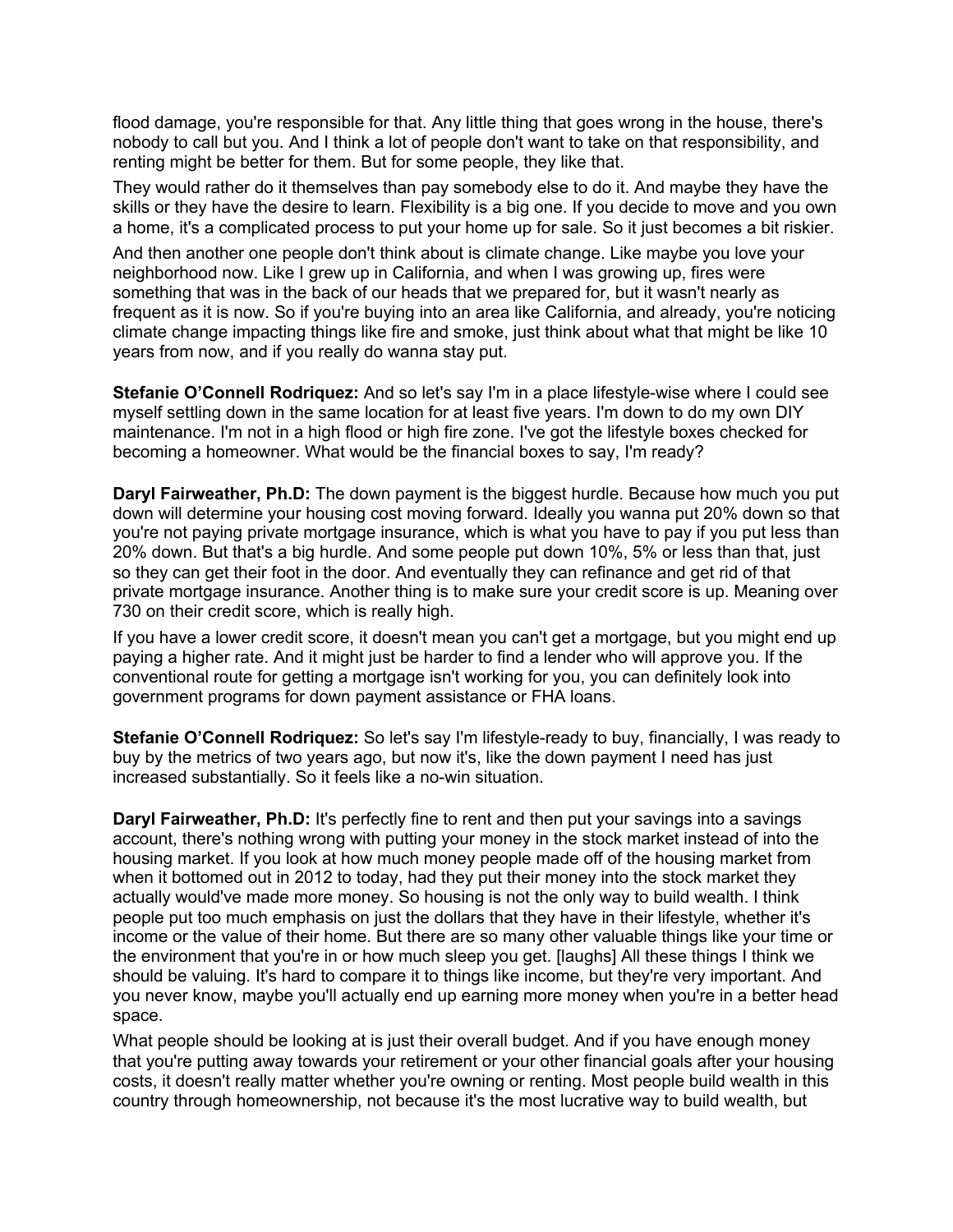flood damage, you're responsible for that. Any little thing that goes wrong in the house, there's nobody to call but you. And I think a lot of people don't want to take on that responsibility, and renting might be better for them. But for some people, they like that.

They would rather do it themselves than pay somebody else to do it. And maybe they have the skills or they have the desire to learn. Flexibility is a big one. If you decide to move and you own a home, it's a complicated process to put your home up for sale. So it just becomes a bit riskier.

And then another one people don't think about is climate change. Like maybe you love your neighborhood now. Like I grew up in California, and when I was growing up, fires were something that was in the back of our heads that we prepared for, but it wasn't nearly as frequent as it is now. So if you're buying into an area like California, and already, you're noticing climate change impacting things like fire and smoke, just think about what that might be like 10 years from now, and if you really do wanna stay put.

**Stefanie O'Connell Rodriquez:** And so let's say I'm in a place lifestyle-wise where I could see myself settling down in the same location for at least five years. I'm down to do my own DIY maintenance. I'm not in a high flood or high fire zone. I've got the lifestyle boxes checked for becoming a homeowner. What would be the financial boxes to say, I'm ready?

**Daryl Fairweather, Ph.D:** The down payment is the biggest hurdle. Because how much you put down will determine your housing cost moving forward. Ideally you wanna put 20% down so that you're not paying private mortgage insurance, which is what you have to pay if you put less than 20% down. But that's a big hurdle. And some people put down 10%, 5% or less than that, just so they can get their foot in the door. And eventually they can refinance and get rid of that private mortgage insurance. Another thing is to make sure your credit score is up. Meaning over 730 on their credit score, which is really high.

If you have a lower credit score, it doesn't mean you can't get a mortgage, but you might end up paying a higher rate. And it might just be harder to find a lender who will approve you. If the conventional route for getting a mortgage isn't working for you, you can definitely look into government programs for down payment assistance or FHA loans.

**Stefanie O'Connell Rodriquez:** So let's say I'm lifestyle-ready to buy, financially, I was ready to buy by the metrics of two years ago, but now it's, like the down payment I need has just increased substantially. So it feels like a no-win situation.

**Daryl Fairweather, Ph.D:** It's perfectly fine to rent and then put your savings into a savings account, there's nothing wrong with putting your money in the stock market instead of into the housing market. If you look at how much money people made off of the housing market from when it bottomed out in 2012 to today, had they put their money into the stock market they actually would've made more money. So housing is not the only way to build wealth. I think people put too much emphasis on just the dollars that they have in their lifestyle, whether it's income or the value of their home. But there are so many other valuable things like your time or the environment that you're in or how much sleep you get. [laughs] All these things I think we should be valuing. It's hard to compare it to things like income, but they're very important. And you never know, maybe you'll actually end up earning more money when you're in a better head space.

What people should be looking at is just their overall budget. And if you have enough money that you're putting away towards your retirement or your other financial goals after your housing costs, it doesn't really matter whether you're owning or renting. Most people build wealth in this country through homeownership, not because it's the most lucrative way to build wealth, but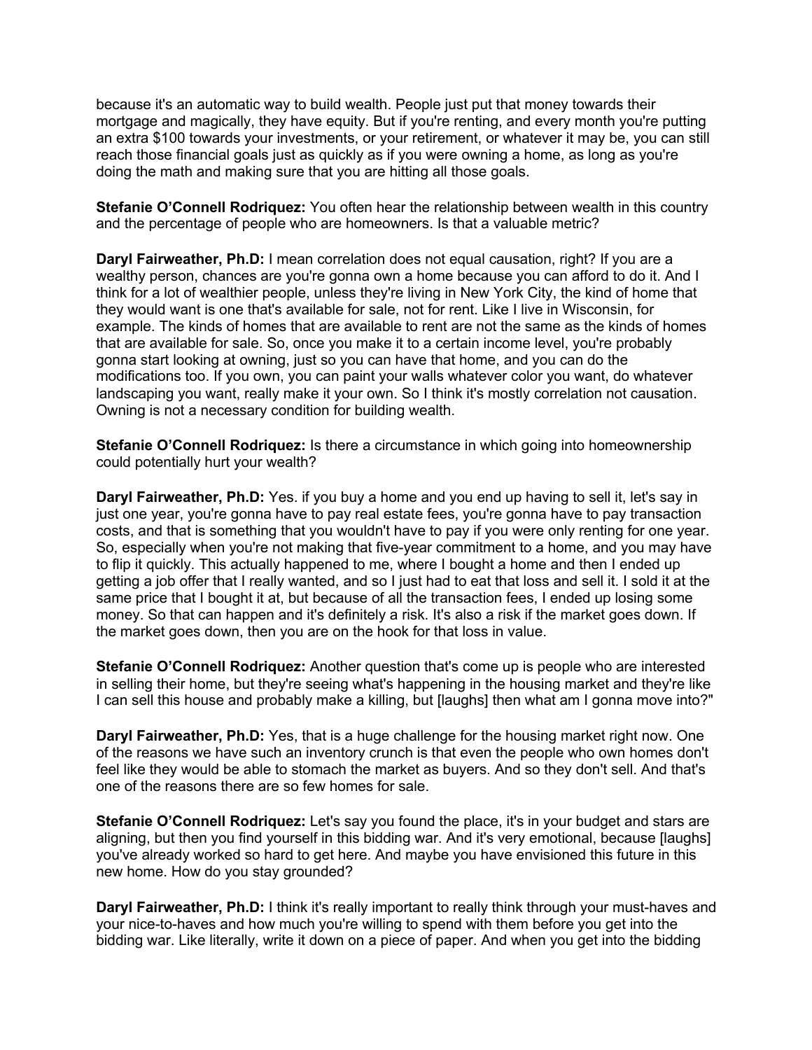because it's an automatic way to build wealth. People just put that money towards their mortgage and magically, they have equity. But if you're renting, and every month you're putting an extra $100 towards your investments, or your retirement, or whatever it may be, you can still reach those financial goals just as quickly as if you were owning a home, as long as you're doing the math and making sure that you are hitting all those goals.

**Stefanie O'Connell Rodriquez:** You often hear the relationship between wealth in this country and the percentage of people who are homeowners. Is that a valuable metric?

**Daryl Fairweather, Ph.D:** I mean correlation does not equal causation, right? If you are a wealthy person, chances are you're gonna own a home because you can afford to do it. And I think for a lot of wealthier people, unless they're living in New York City, the kind of home that they would want is one that's available for sale, not for rent. Like I live in Wisconsin, for example. The kinds of homes that are available to rent are not the same as the kinds of homes that are available for sale. So, once you make it to a certain income level, you're probably gonna start looking at owning, just so you can have that home, and you can do the modifications too. If you own, you can paint your walls whatever color you want, do whatever landscaping you want, really make it your own. So I think it's mostly correlation not causation. Owning is not a necessary condition for building wealth.

**Stefanie O'Connell Rodriquez:** Is there a circumstance in which going into homeownership could potentially hurt your wealth?

**Daryl Fairweather, Ph.D:** Yes. if you buy a home and you end up having to sell it, let's say in just one year, you're gonna have to pay real estate fees, you're gonna have to pay transaction costs, and that is something that you wouldn't have to pay if you were only renting for one year. So, especially when you're not making that five-year commitment to a home, and you may have to flip it quickly. This actually happened to me, where I bought a home and then I ended up getting a job offer that I really wanted, and so I just had to eat that loss and sell it. I sold it at the same price that I bought it at, but because of all the transaction fees, I ended up losing some money. So that can happen and it's definitely a risk. It's also a risk if the market goes down. If the market goes down, then you are on the hook for that loss in value.

**Stefanie O'Connell Rodriquez:** Another question that's come up is people who are interested in selling their home, but they're seeing what's happening in the housing market and they're like I can sell this house and probably make a killing, but [laughs] then what am I gonna move into?"

**Daryl Fairweather, Ph.D:** Yes, that is a huge challenge for the housing market right now. One of the reasons we have such an inventory crunch is that even the people who own homes don't feel like they would be able to stomach the market as buyers. And so they don't sell. And that's one of the reasons there are so few homes for sale.

**Stefanie O'Connell Rodriquez:** Let's say you found the place, it's in your budget and stars are aligning, but then you find yourself in this bidding war. And it's very emotional, because [laughs] you've already worked so hard to get here. And maybe you have envisioned this future in this new home. How do you stay grounded?

**Daryl Fairweather, Ph.D:** I think it's really important to really think through your must-haves and your nice-to-haves and how much you're willing to spend with them before you get into the bidding war. Like literally, write it down on a piece of paper. And when you get into the bidding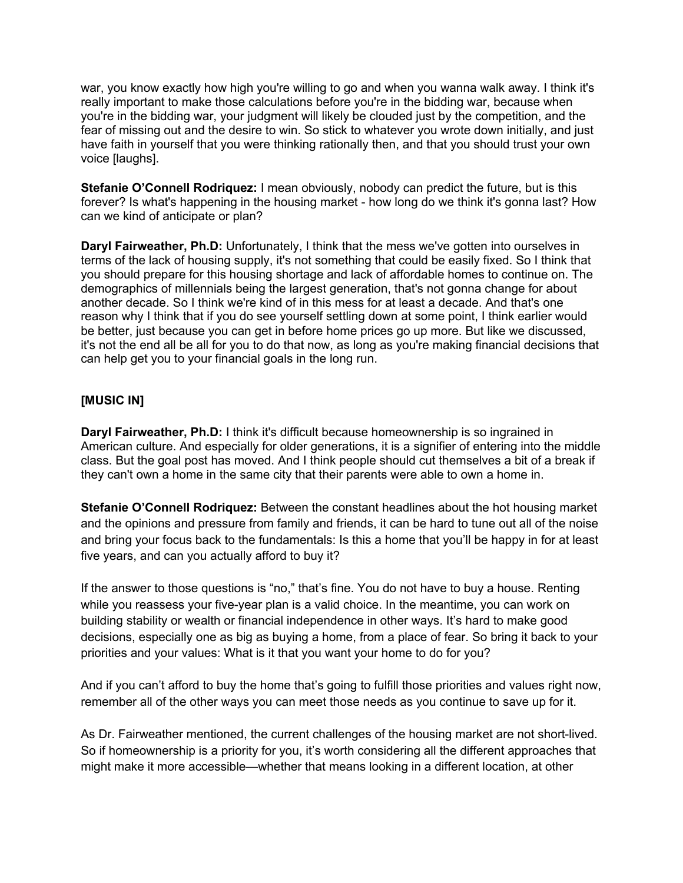war, you know exactly how high you're willing to go and when you wanna walk away. I think it's really important to make those calculations before you're in the bidding war, because when you're in the bidding war, your judgment will likely be clouded just by the competition, and the fear of missing out and the desire to win. So stick to whatever you wrote down initially, and just have faith in yourself that you were thinking rationally then, and that you should trust your own voice [laughs].

**Stefanie O'Connell Rodriquez:** I mean obviously, nobody can predict the future, but is this forever? Is what's happening in the housing market - how long do we think it's gonna last? How can we kind of anticipate or plan?

**Daryl Fairweather, Ph.D:** Unfortunately, I think that the mess we've gotten into ourselves in terms of the lack of housing supply, it's not something that could be easily fixed. So I think that you should prepare for this housing shortage and lack of affordable homes to continue on. The demographics of millennials being the largest generation, that's not gonna change for about another decade. So I think we're kind of in this mess for at least a decade. And that's one reason why I think that if you do see yourself settling down at some point, I think earlier would be better, just because you can get in before home prices go up more. But like we discussed, it's not the end all be all for you to do that now, as long as you're making financial decisions that can help get you to your financial goals in the long run.

**[MUSIC IN]**

**Daryl Fairweather, Ph.D:** I think it's difficult because homeownership is so ingrained in American culture. And especially for older generations, it is a signifier of entering into the middle class. But the goal post has moved. And I think people should cut themselves a bit of a break if they can't own a home in the same city that their parents were able to own a home in.

**Stefanie O'Connell Rodriquez:** Between the constant headlines about the hot housing market and the opinions and pressure from family and friends, it can be hard to tune out all of the noise and bring your focus back to the fundamentals: Is this a home that you'll be happy in for at least five years, and can you actually afford to buy it?

If the answer to those questions is "no," that's fine. You do not have to buy a house. Renting while you reassess your five-year plan is a valid choice. In the meantime, you can work on building stability or wealth or financial independence in other ways. It's hard to make good decisions, especially one as big as buying a home, from a place of fear. So bring it back to your priorities and your values: What is it that you want your home to do for you?

And if you can't afford to buy the home that's going to fulfill those priorities and values right now, remember all of the other ways you can meet those needs as you continue to save up for it.

As Dr. Fairweather mentioned, the current challenges of the housing market are not short-lived. So if homeownership is a priority for you, it's worth considering all the different approaches that might make it more accessible—whether that means looking in a different location, at other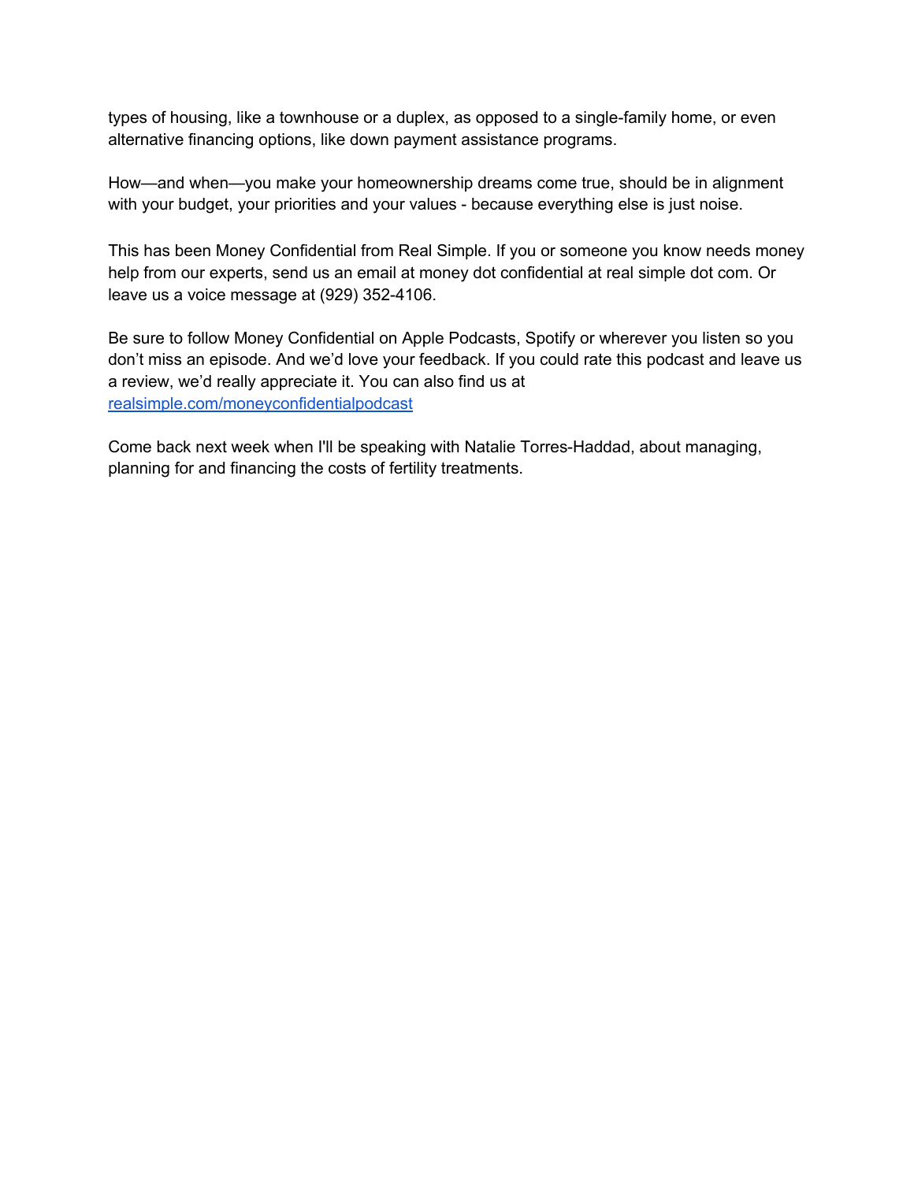types of housing, like a townhouse or a duplex, as opposed to a single-family home, or even alternative financing options, like down payment assistance programs.

How—and when—you make your homeownership dreams come true, should be in alignment with your budget, your priorities and your values - because everything else is just noise.

This has been Money Confidential from Real Simple. If you or someone you know needs money help from our experts, send us an email at money dot confidential at real simple dot com. Or leave us a voice message at (929) 352-4106.

Be sure to follow Money Confidential on Apple Podcasts, Spotify or wherever you listen so you don't miss an episode. And we'd love your feedback. If you could rate this podcast and leave us a review, we'd really appreciate it. You can also find us at [realsimple.com/moneyconfidentialpodcast](realsimple.com/moneyconfidentialpodcast)

Come back next week when I'll be speaking with Natalie Torres-Haddad, about managing, planning for and financing the costs of fertility treatments.